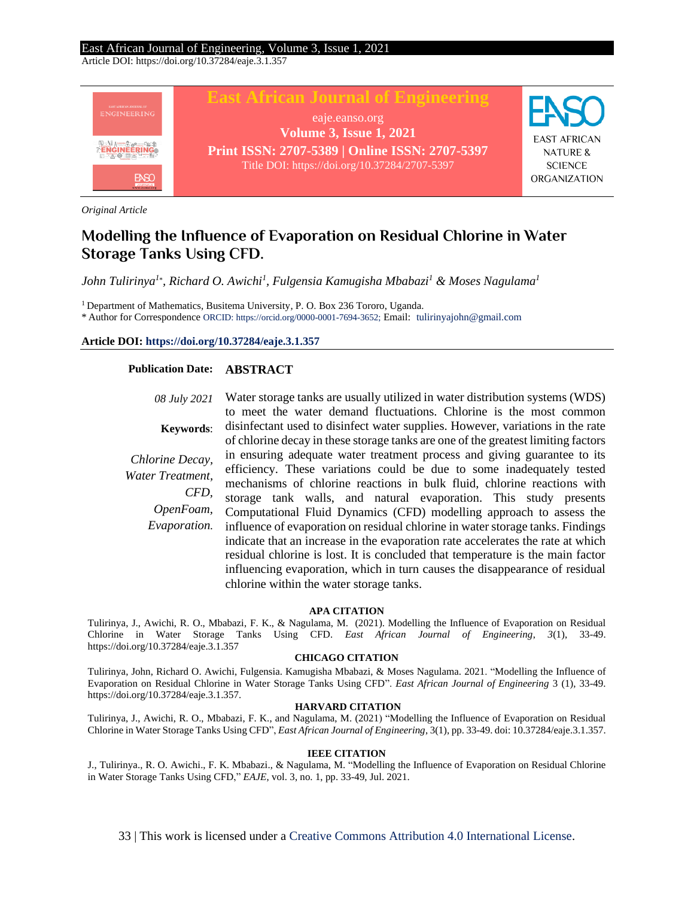Original Article

# Modelling the Influence of Evaporation on Residual Chlorine in Water Storage Tanks Using CFD.

*John Tulirinya[1*], Richard O. Awichi[1], Fulgensia Kamugisha Mbabazi[1] & Moses Nagulama[1]*

[1] Department of Mathematics, Busitema University, P. O. Box 236 Tororo, Uganda.
* Author for Correspondence ORCID: https://orcid.org/0000-0001-7694-3652; Email: tulirinyajohn@gmail.com

**Article DOI: https://doi.org/10.37284/eaje.3.1.357**

**Publication Date:** *08 July 2021*

**Keywords**: *Chlorine Decay, Water Treatment, CFD, OpenFoam, Evaporation.*

## ABSTRACT

Water storage tanks are usually utilized in water distribution systems (WDS) to meet the water demand fluctuations. Chlorine is the most common disinfectant used to disinfect water supplies. However, variations in the rate of chlorine decay in these storage tanks are one of the greatest limiting factors in ensuring adequate water treatment process and giving guarantee to its efficiency. These variations could be due to some inadequately tested mechanisms of chlorine reactions in bulk fluid, chlorine reactions with storage tank walls, and natural evaporation. This study presents Computational Fluid Dynamics (CFD) modelling approach to assess the influence of evaporation on residual chlorine in water storage tanks. Findings indicate that an increase in the evaporation rate accelerates the rate at which residual chlorine is lost. It is concluded that temperature is the main factor influencing evaporation, which in turn causes the disappearance of residual chlorine within the water storage tanks.

**APA CITATION**

Tulirinya, J., Awichi, R. O., Mbabazi, F. K., & Nagulama, M. (2021). Modelling the Influence of Evaporation on Residual Chlorine in Water Storage Tanks Using CFD. *East African Journal of Engineering*, *3*(1), 33-49. https://doi.org/10.37284/eaje.3.1.357

**CHICAGO CITATION**

Tulirinya, John, Richard O. Awichi, Fulgensia. Kamugisha Mbabazi, & Moses Nagulama. 2021. "Modelling the Influence of Evaporation on Residual Chlorine in Water Storage Tanks Using CFD". *East African Journal of Engineering* 3 (1), 33-49. https://doi.org/10.37284/eaje.3.1.357.

**HARVARD CITATION**

Tulirinya, J., Awichi, R. O., Mbabazi, F. K., and Nagulama, M. (2021) "Modelling the Influence of Evaporation on Residual Chlorine in Water Storage Tanks Using CFD", *East African Journal of Engineering*, 3(1), pp. 33-49. doi: 10.37284/eaje.3.1.357.

**IEEE CITATION**

J., Tulirinya., R. O. Awichi., F. K. Mbabazi., & Nagulama, M. "Modelling the Influence of Evaporation on Residual Chlorine in Water Storage Tanks Using CFD," *EAJE*, vol. 3, no. 1, pp. 33-49, Jul. 2021.

This work is licensed under a Creative Commons Attribution 4.0 International License.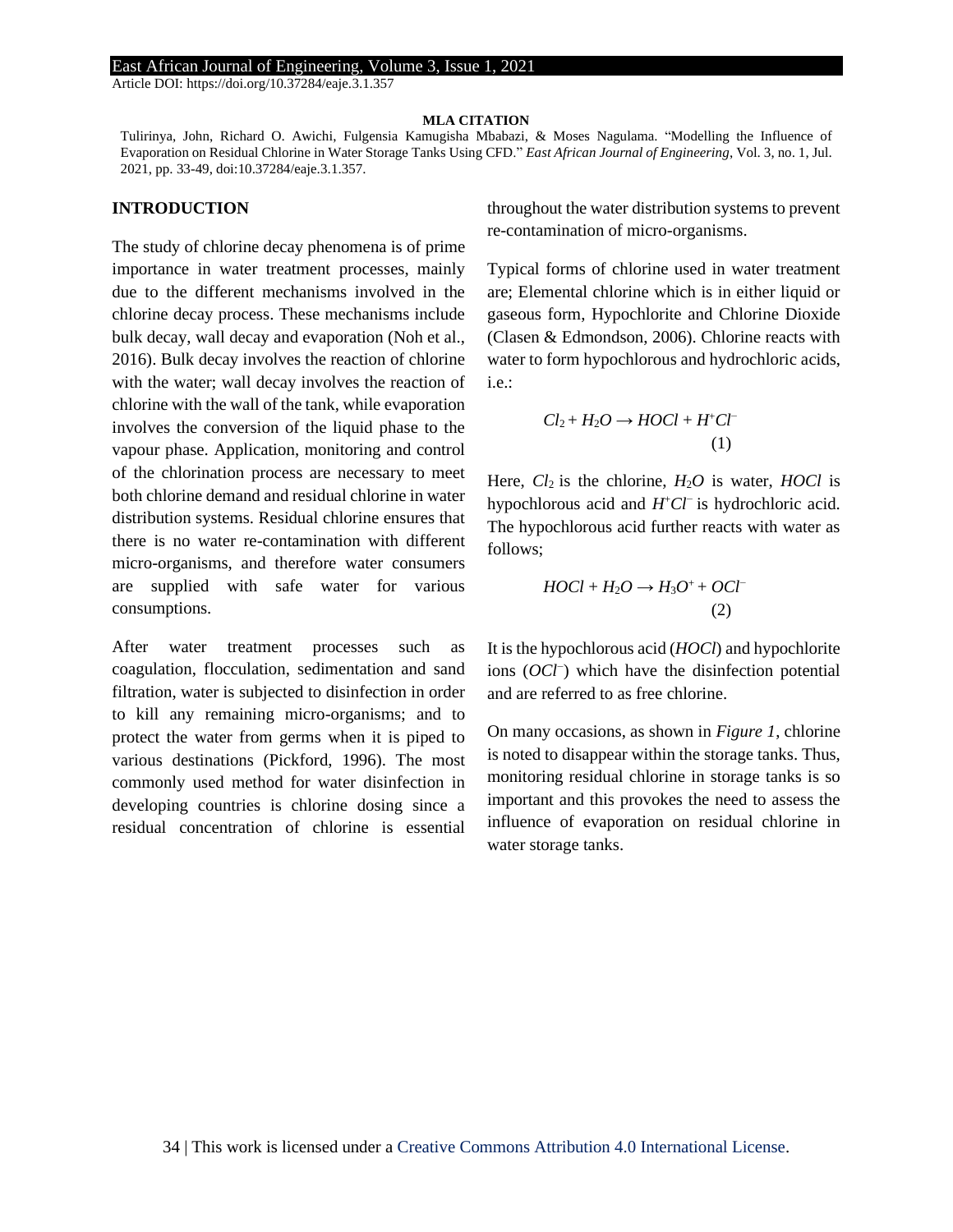**MLA CITATION**

Tulirinya, John, Richard O. Awichi, Fulgensia Kamugisha Mbabazi, & Moses Nagulama. "Modelling the Influence of Evaporation on Residual Chlorine in Water Storage Tanks Using CFD." *East African Journal of Engineering*, Vol. 3, no. 1, Jul. 2021, pp. 33-49, doi:10.37284/eaje.3.1.357.

## INTRODUCTION

The study of chlorine decay phenomena is of prime importance in water treatment processes, mainly due to the different mechanisms involved in the chlorine decay process. These mechanisms include bulk decay, wall decay and evaporation (Noh et al., 2016). Bulk decay involves the reaction of chlorine with the water; wall decay involves the reaction of chlorine with the wall of the tank, while evaporation involves the conversion of the liquid phase to the vapour phase. Application, monitoring and control of the chlorination process are necessary to meet both chlorine demand and residual chlorine in water distribution systems. Residual chlorine ensures that there is no water re-contamination with different micro-organisms, and therefore water consumers are supplied with safe water for various consumptions.

After water treatment processes such as coagulation, flocculation, sedimentation and sand filtration, water is subjected to disinfection in order to kill any remaining micro-organisms; and to protect the water from germs when it is piped to various destinations (Pickford, 1996). The most commonly used method for water disinfection in developing countries is chlorine dosing since a residual concentration of chlorine is essential throughout the water distribution systems to prevent re-contamination of micro-organisms.

Typical forms of chlorine used in water treatment are; Elemental chlorine which is in either liquid or gaseous form, Hypochlorite and Chlorine Dioxide (Clasen & Edmondson, 2006). Chlorine reacts with water to form hypochlorous and hydrochloric acids, i.e.:

$$Cl_2 + H_2O \rightarrow HOCl + H^+Cl^- \quad (1)$$

Here, $Cl_2$ is the chlorine, $H_2O$ is water, $HOCl$ is hypochlorous acid and $H^+Cl^-$ is hydrochloric acid. The hypochlorous acid further reacts with water as follows;

$$HOCl + H_2O \rightarrow H_3O^+ + OCl^- \quad (2)$$

It is the hypochlorous acid ($HOCl$) and hypochlorite ions ($OCl^-$) which have the disinfection potential and are referred to as free chlorine.

On many occasions, as shown in *Figure 1*, chlorine is noted to disappear within the storage tanks. Thus, monitoring residual chlorine in storage tanks is so important and this provokes the need to assess the influence of evaporation on residual chlorine in water storage tanks.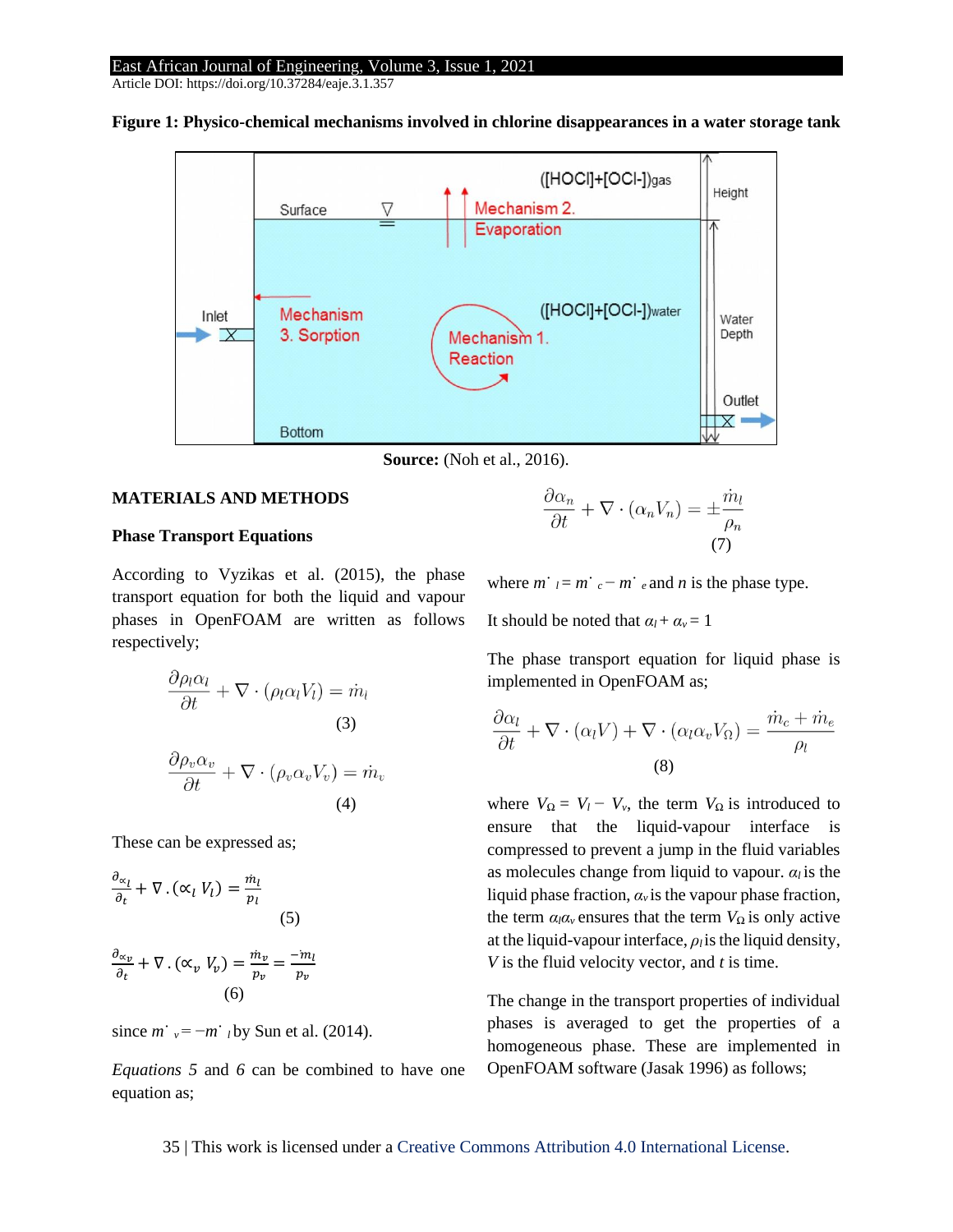**Figure 1: Physico-chemical mechanisms involved in chlorine disappearances in a water storage tank**

**Source:** (Noh et al., 2016).

## MATERIALS AND METHODS

### Phase Transport Equations

According to Vyzikas et al. (2015), the phase transport equation for both the liquid and vapour phases in OpenFOAM are written as follows respectively;

$$\frac{\partial \rho_l \alpha_l}{\partial t} + \nabla \cdot (\rho_l \alpha_l V_l) = \dot{m}_l \quad (3)$$

$$\frac{\partial \rho_v \alpha_v}{\partial t} + \nabla \cdot (\rho_v \alpha_v V_v) = \dot{m}_v \quad (4)$$

These can be expressed as;

$$\frac{\partial_{\alpha_l}}{\partial_t} + \nabla . (\alpha_l \, V_l) = \frac{\dot{m}_l}{p_l} \quad (5)$$

$$\frac{\partial_{\alpha_v}}{\partial_t} + \nabla . (\alpha_v \, V_v) = \frac{\dot{m}_v}{p_v} = \frac{-\dot{m}_l}{p_v} \quad (6)$$

since $\dot{m}_v = -\dot{m}_l$ by Sun et al. (2014).

*Equations 5* and *6* can be combined to have one equation as;

$$\frac{\partial \alpha_n}{\partial t} + \nabla \cdot (\alpha_n V_n) = \pm \frac{\dot{m}_l}{\rho_n} \quad (7)$$

where $\dot{m}_l = \dot{m}_c - \dot{m}_e$ and $n$ is the phase type.

It should be noted that $\alpha_l + \alpha_v = 1$

The phase transport equation for liquid phase is implemented in OpenFOAM as;

$$\frac{\partial \alpha_l}{\partial t} + \nabla \cdot (\alpha_l V) + \nabla \cdot (\alpha_l \alpha_v V_\Omega) = \frac{\dot{m}_c + \dot{m}_e}{\rho_l} \quad (8)$$

where $V_\Omega = V_l - V_v$, the term $V_\Omega$ is introduced to ensure that the liquid-vapour interface is compressed to prevent a jump in the fluid variables as molecules change from liquid to vapour. $\alpha_l$ is the liquid phase fraction, $\alpha_v$ is the vapour phase fraction, the term $\alpha_l \alpha_v$ ensures that the term $V_\Omega$ is only active at the liquid-vapour interface, $\rho_l$ is the liquid density, $V$ is the fluid velocity vector, and $t$ is time.

The change in the transport properties of individual phases is averaged to get the properties of a homogeneous phase. These are implemented in OpenFOAM software (Jasak 1996) as follows;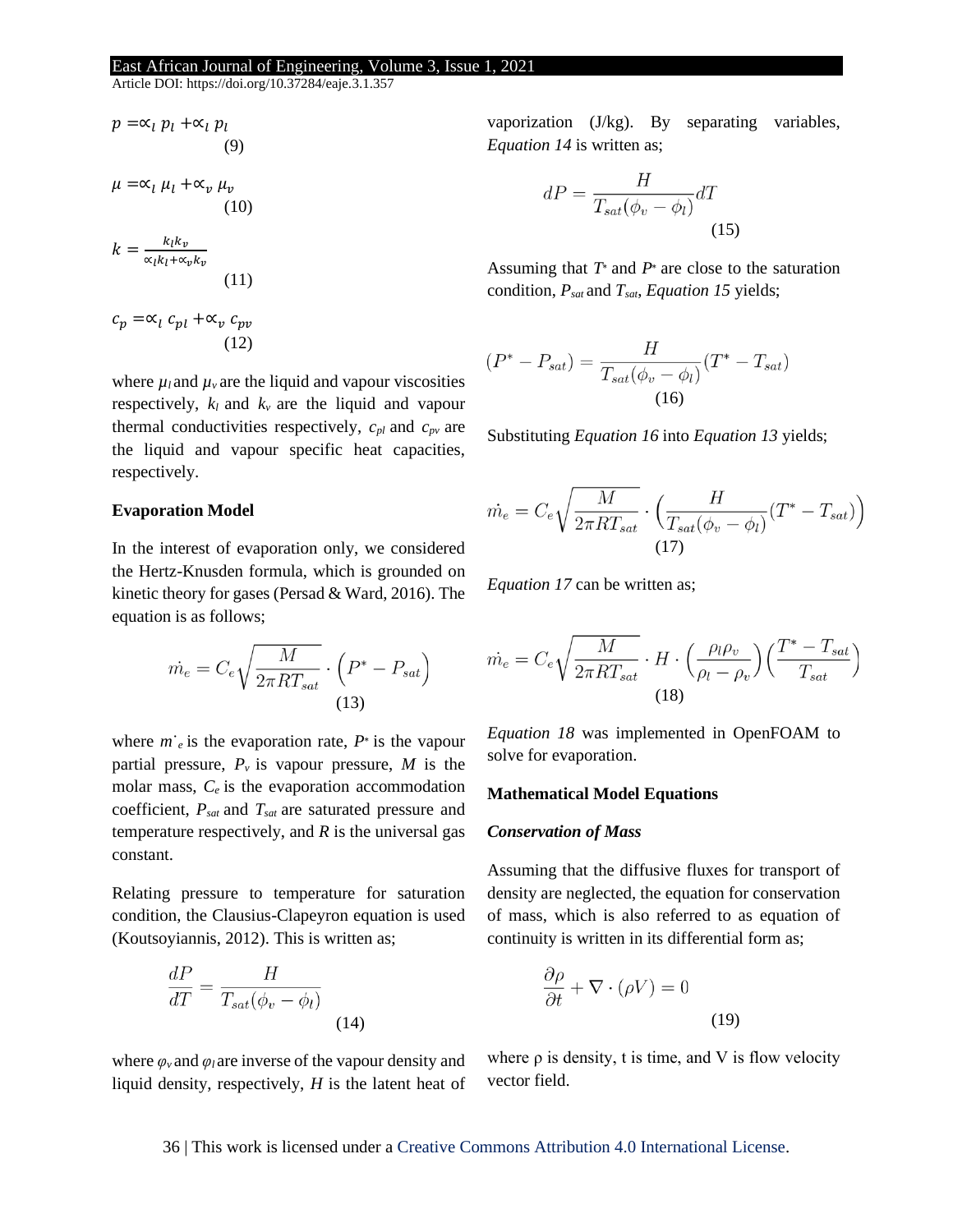$$p = \propto_l p_l + \propto_l p_l \tag{9}$$

$$\mu = \propto_l \mu_l + \propto_v \mu_v \tag{10}$$

$$k = \frac{k_l k_v}{\propto_l k_l + \propto_v k_v} \tag{11}$$

$$c_p = \propto_l c_{pl} + \propto_v c_{pv} \tag{12}$$

where $\mu_l$ and $\mu_v$ are the liquid and vapour viscosities respectively, $k_l$ and $k_v$ are the liquid and vapour thermal conductivities respectively, $c_{pl}$ and $c_{pv}$ are the liquid and vapour specific heat capacities, respectively.

**Evaporation Model**

In the interest of evaporation only, we considered the Hertz-Knusden formula, which is grounded on kinetic theory for gases (Persad & Ward, 2016). The equation is as follows;

$$\dot{m}_e = C_e \sqrt{\frac{M}{2\pi R T_{sat}}} \cdot \left(P^* - P_{sat}\right) \tag{13}$$

where $\dot{m}_e$ is the evaporation rate, $P^*$ is the vapour partial pressure, $P_v$ is vapour pressure, $M$ is the molar mass, $C_e$ is the evaporation accommodation coefficient, $P_{sat}$ and $T_{sat}$ are saturated pressure and temperature respectively, and $R$ is the universal gas constant.

Relating pressure to temperature for saturation condition, the Clausius-Clapeyron equation is used (Koutsoyiannis, 2012). This is written as;

$$\frac{dP}{dT} = \frac{H}{T_{sat}(\phi_v - \phi_l)} \tag{14}$$

where $\varphi_v$ and $\varphi_l$ are inverse of the vapour density and liquid density, respectively, $H$ is the latent heat of vaporization (J/kg). By separating variables, *Equation 14* is written as;

$$dP = \frac{H}{T_{sat}(\phi_v - \phi_l)} dT \tag{15}$$

Assuming that $T^*$ and $P^*$ are close to the saturation condition, $P_{sat}$ and $T_{sat}$, *Equation 15* yields;

$$(P^* - P_{sat}) = \frac{H}{T_{sat}(\phi_v - \phi_l)}(T^* - T_{sat}) \tag{16}$$

Substituting *Equation 16* into *Equation 13* yields;

$$\dot{m}_e = C_e \sqrt{\frac{M}{2\pi R T_{sat}}} \cdot \left(\frac{H}{T_{sat}(\phi_v - \phi_l)}(T^* - T_{sat})\right) \tag{17}$$

*Equation 17* can be written as;

$$\dot{m}_e = C_e \sqrt{\frac{M}{2\pi R T_{sat}}} \cdot H \cdot \left(\frac{\rho_l \rho_v}{\rho_l - \rho_v}\right)\left(\frac{T^* - T_{sat}}{T_{sat}}\right) \tag{18}$$

*Equation 18* was implemented in OpenFOAM to solve for evaporation.

**Mathematical Model Equations**

***Conservation of Mass***

Assuming that the diffusive fluxes for transport of density are neglected, the equation for conservation of mass, which is also referred to as equation of continuity is written in its differential form as;

$$\frac{\partial \rho}{\partial t} + \nabla \cdot (\rho V) = 0 \tag{19}$$

where $\rho$ is density, t is time, and V is flow velocity vector field.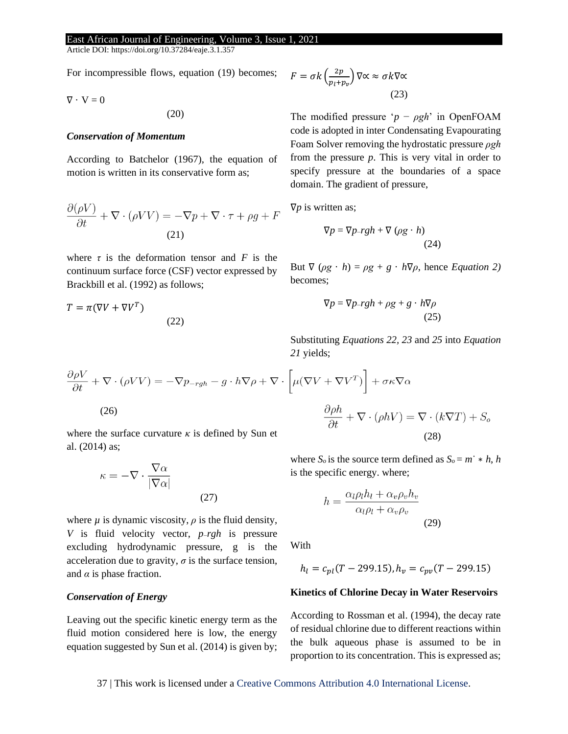For incompressible flows, equation (19) becomes;

$$\nabla \cdot V = 0 \tag{20}$$

***Conservation of Momentum***

According to Batchelor (1967), the equation of motion is written in its conservative form as;

$$\frac{\partial(\rho V)}{\partial t} + \nabla \cdot (\rho V V) = -\nabla p + \nabla \cdot \tau + \rho g + F \tag{21}$$

where $\tau$ is the deformation tensor and $F$ is the continuum surface force (CSF) vector expressed by Brackbill et al. (1992) as follows;

$$T = \pi(\nabla V + \nabla V^T) \tag{22}$$

$$F = \sigma k \left(\frac{2p}{p_l + p_v}\right) \nabla \propto \approx \sigma k \nabla \propto \tag{23}$$

The modified pressure '$p - \rho gh$' in OpenFOAM code is adopted in inter Condensating Evapourating Foam Solver removing the hydrostatic pressure $\rho gh$ from the pressure $p$. This is very vital in order to specify pressure at the boundaries of a space domain. The gradient of pressure,

$\nabla p$ is written as;

$$\nabla p = \nabla p_{-}rgh + \nabla (\rho g \cdot h) \tag{24}$$

But $\nabla (\rho g \cdot h) = \rho g + g \cdot h \nabla \rho$, hence *Equation 2)* becomes;

$$\nabla p = \nabla p_{-}rgh + \rho g + g \cdot h \nabla \rho \tag{25}$$

Substituting *Equations 22, 23* and *25* into *Equation 21* yields;

$$\frac{\partial \rho V}{\partial t} + \nabla \cdot (\rho V V) = -\nabla p_{-rgh} - g \cdot h \nabla \rho + \nabla \cdot \left[\mu(\nabla V + \nabla V^T)\right] + \sigma \kappa \nabla \alpha \tag{26}$$

where the surface curvature $\kappa$ is defined by Sun et al. (2014) as;

$$\kappa = -\nabla \cdot \frac{\nabla \alpha}{|\nabla \alpha|} \tag{27}$$

where $\mu$ is dynamic viscosity, $\rho$ is the fluid density, $V$ is fluid velocity vector, $p_{-}rgh$ is pressure excluding hydrodynamic pressure, g is the acceleration due to gravity, $\sigma$ is the surface tension, and $\alpha$ is phase fraction.

***Conservation of Energy***

Leaving out the specific kinetic energy term as the fluid motion considered here is low, the energy equation suggested by Sun et al. (2014) is given by;

$$\frac{\partial \rho h}{\partial t} + \nabla \cdot (\rho h V) = \nabla \cdot (k \nabla T) + S_o \tag{28}$$

where $S_o$ is the source term defined as $S_o = \dot{m} * h$, $h$ is the specific energy. where;

$$h = \frac{\alpha_l \rho_l h_l + \alpha_v \rho_v h_v}{\alpha_l \rho_l + \alpha_v \rho_v} \tag{29}$$

With

$$h_l = c_{pl}(T - 299.15), h_v = c_{pv}(T - 299.15)$$

**Kinetics of Chlorine Decay in Water Reservoirs**

According to Rossman et al. (1994), the decay rate of residual chlorine due to different reactions within the bulk aqueous phase is assumed to be in proportion to its concentration. This is expressed as;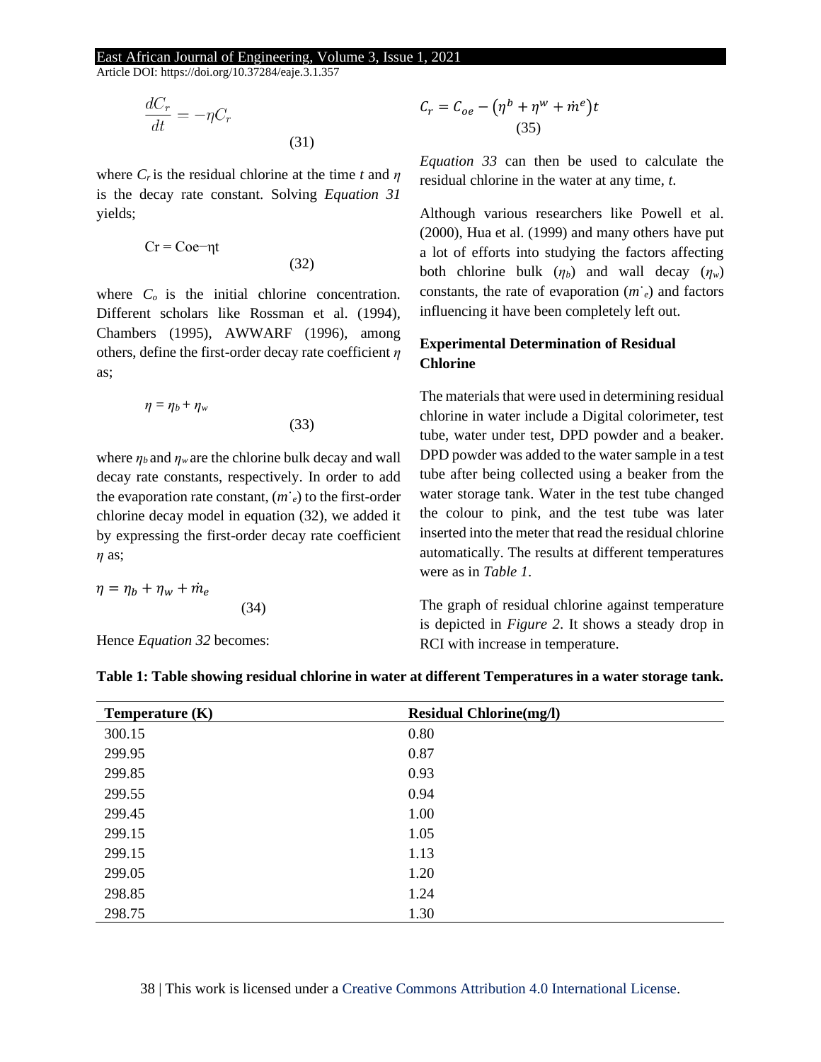$$\frac{dC_r}{dt} = -\eta C_r \tag{31}$$

where $C_r$ is the residual chlorine at the time *t* and $\eta$ is the decay rate constant. Solving *Equation 31* yields;

$$Cr = Coe{-}\eta t \tag{32}$$

where $C_o$ is the initial chlorine concentration. Different scholars like Rossman et al. (1994), Chambers (1995), AWWARF (1996), among others, define the first-order decay rate coefficient $\eta$ as;

$$\eta = \eta_b + \eta_w \tag{33}$$

where $\eta_b$ and $\eta_w$ are the chlorine bulk decay and wall decay rate constants, respectively. In order to add the evaporation rate constant, ($\dot{m}_e$) to the first-order chlorine decay model in equation (32), we added it by expressing the first-order decay rate coefficient $\eta$ as;

$$\eta = \eta_b + \eta_w + \dot{m}_e \tag{34}$$

Hence *Equation 32* becomes:

$$C_r = C_{oe} - \left(\eta^b + \eta^w + \dot{m}^e\right)t \tag{35}$$

*Equation 33* can then be used to calculate the residual chlorine in the water at any time, *t*.

Although various researchers like Powell et al. (2000), Hua et al. (1999) and many others have put a lot of efforts into studying the factors affecting both chlorine bulk ($\eta_b$) and wall decay ($\eta_w$) constants, the rate of evaporation ($\dot{m}_e$) and factors influencing it have been completely left out.

## Experimental Determination of Residual Chlorine

The materials that were used in determining residual chlorine in water include a Digital colorimeter, test tube, water under test, DPD powder and a beaker. DPD powder was added to the water sample in a test tube after being collected using a beaker from the water storage tank. Water in the test tube changed the colour to pink, and the test tube was later inserted into the meter that read the residual chlorine automatically. The results at different temperatures were as in *Table 1*.

The graph of residual chlorine against temperature is depicted in *Figure 2*. It shows a steady drop in RCl with increase in temperature.

**Table 1: Table showing residual chlorine in water at different Temperatures in a water storage tank.**

| Temperature (K) | Residual Chlorine(mg/l) |
|---|---|
| 300.15 | 0.80 |
| 299.95 | 0.87 |
| 299.85 | 0.93 |
| 299.55 | 0.94 |
| 299.45 | 1.00 |
| 299.15 | 1.05 |
| 299.15 | 1.13 |
| 299.05 | 1.20 |
| 298.85 | 1.24 |
| 298.75 | 1.30 |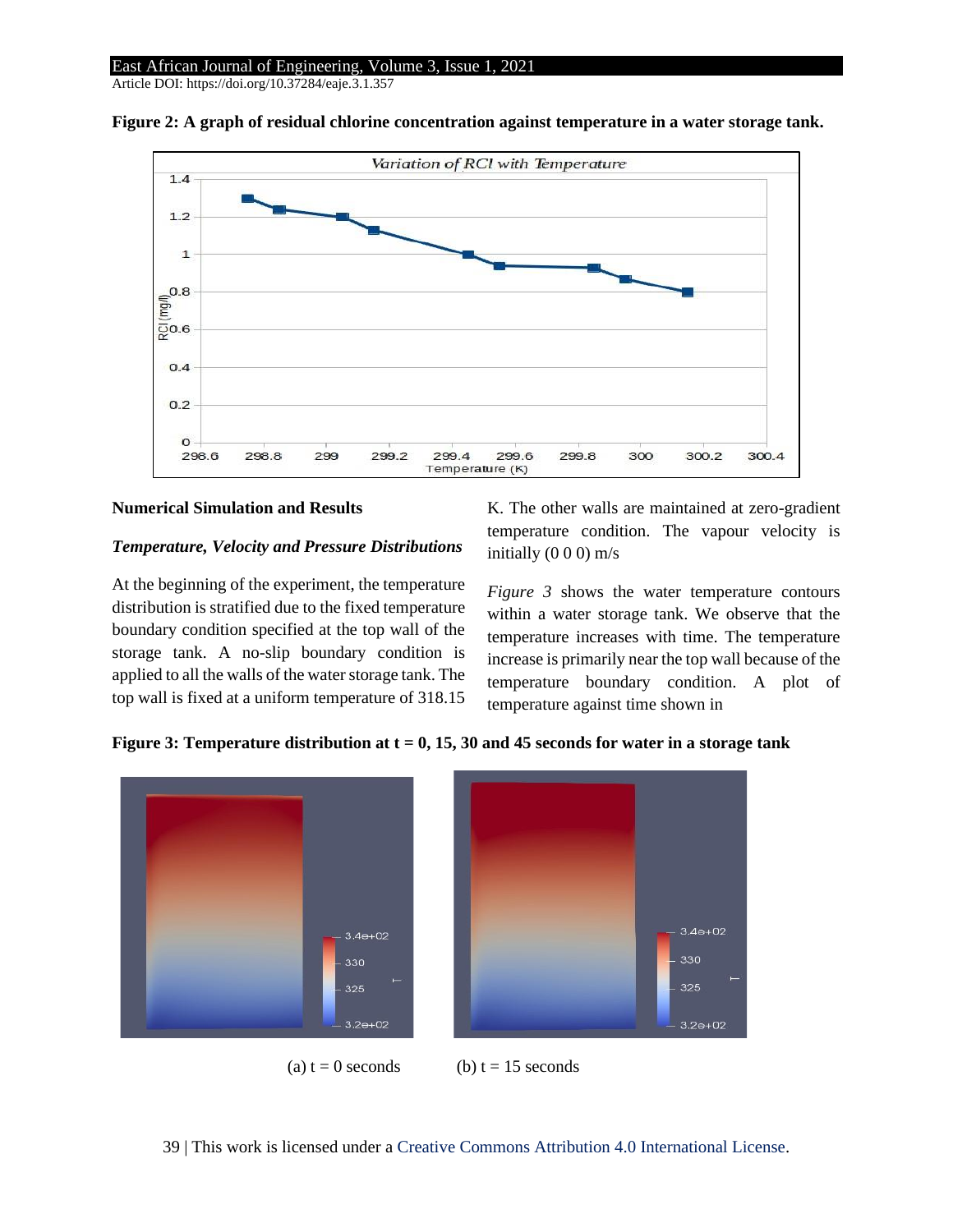**Figure 2: A graph of residual chlorine concentration against temperature in a water storage tank.**

## Numerical Simulation and Results

### *Temperature, Velocity and Pressure Distributions*

At the beginning of the experiment, the temperature distribution is stratified due to the fixed temperature boundary condition specified at the top wall of the storage tank. A no-slip boundary condition is applied to all the walls of the water storage tank. The top wall is fixed at a uniform temperature of 318.15 K. The other walls are maintained at zero-gradient temperature condition. The vapour velocity is initially (0 0 0) m/s

*Figure 3* shows the water temperature contours within a water storage tank. We observe that the temperature increases with time. The temperature increase is primarily near the top wall because of the temperature boundary condition. A plot of temperature against time shown in

**Figure 3: Temperature distribution at t = 0, 15, 30 and 45 seconds for water in a storage tank**

(a) t = 0 seconds (b) t = 15 seconds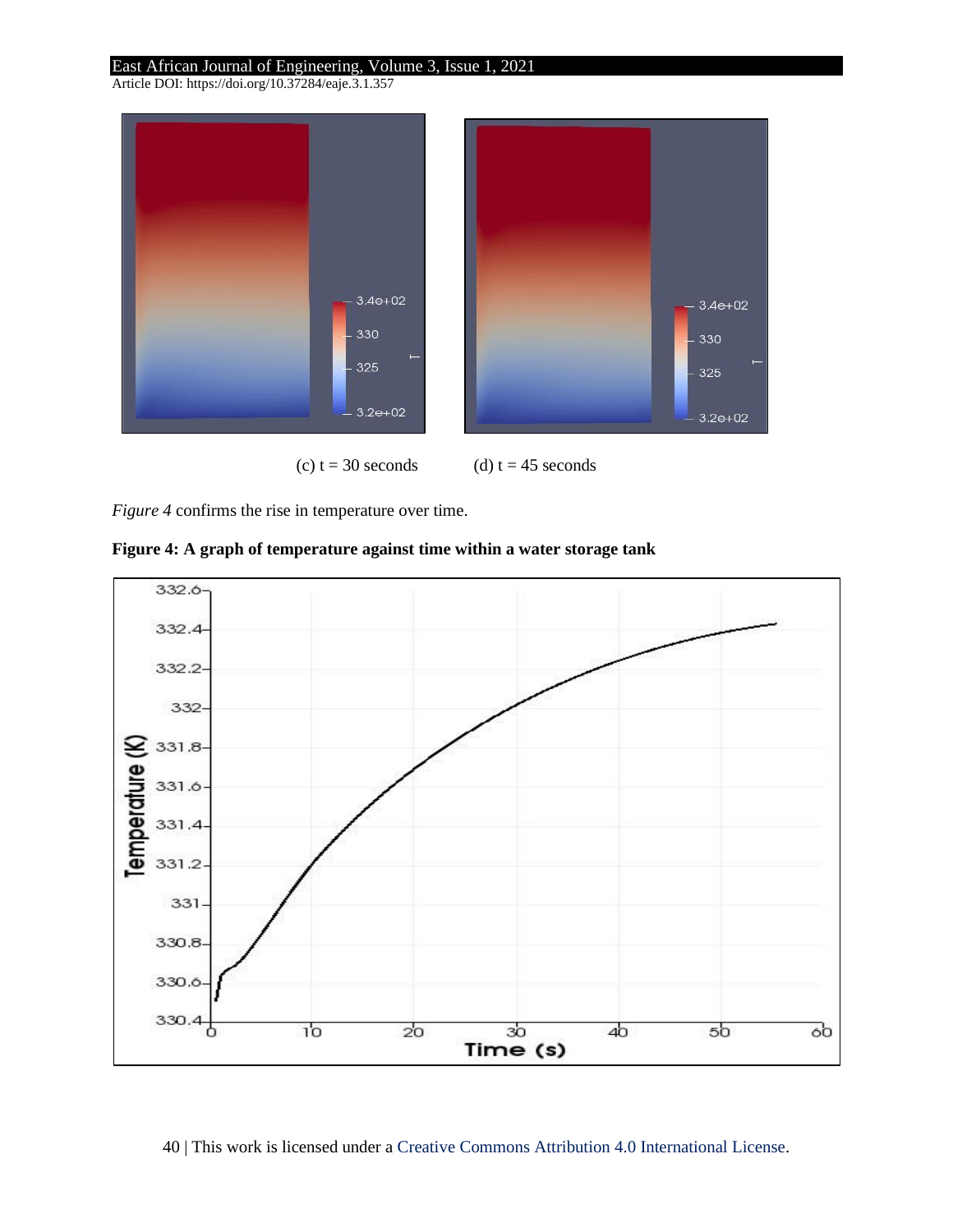(c) t = 30 seconds (d) t = 45 seconds

*Figure 4* confirms the rise in temperature over time.

**Figure 4: A graph of temperature against time within a water storage tank**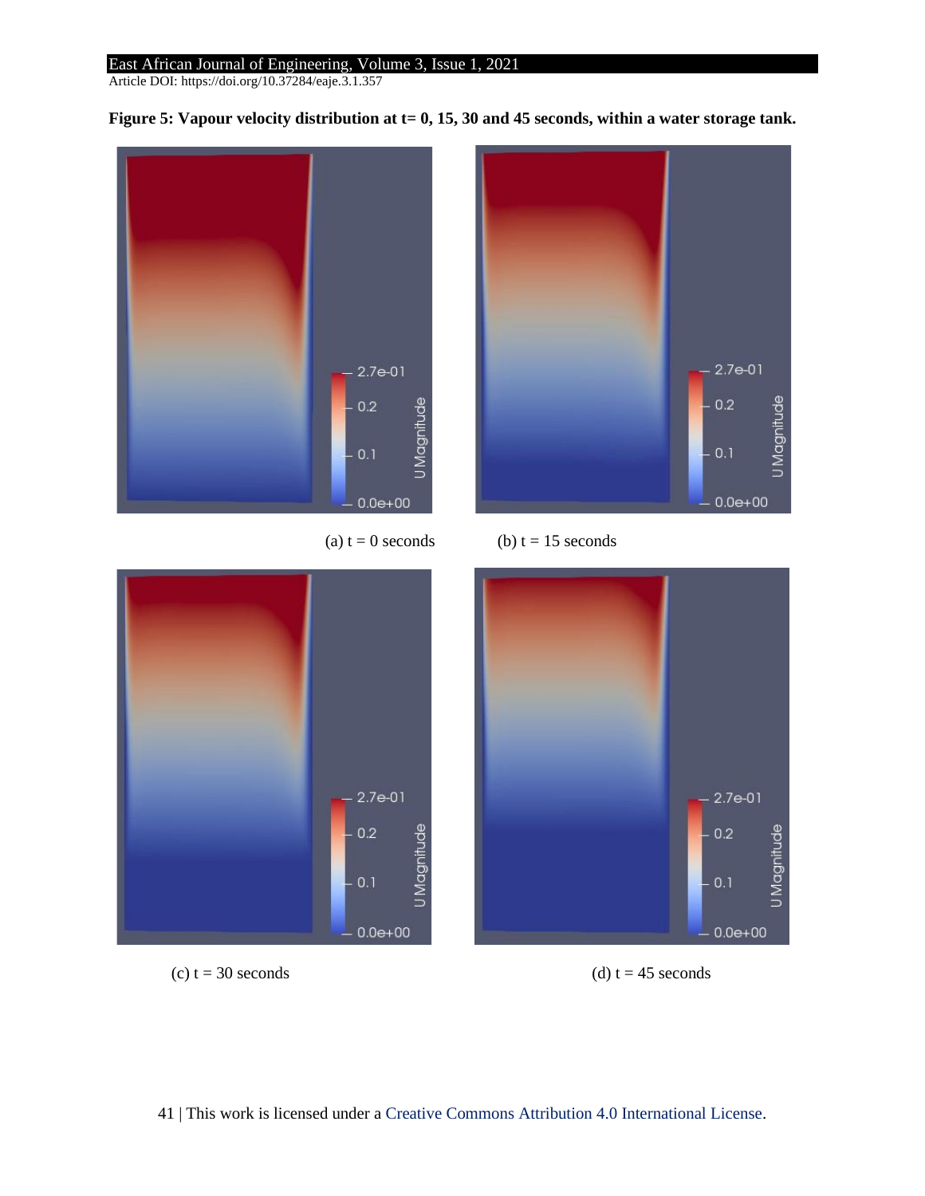**Figure 5: Vapour velocity distribution at t= 0, 15, 30 and 45 seconds, within a water storage tank.**

(a) t = 0 seconds

(b) t = 15 seconds

(c) t = 30 seconds

(d) t = 45 seconds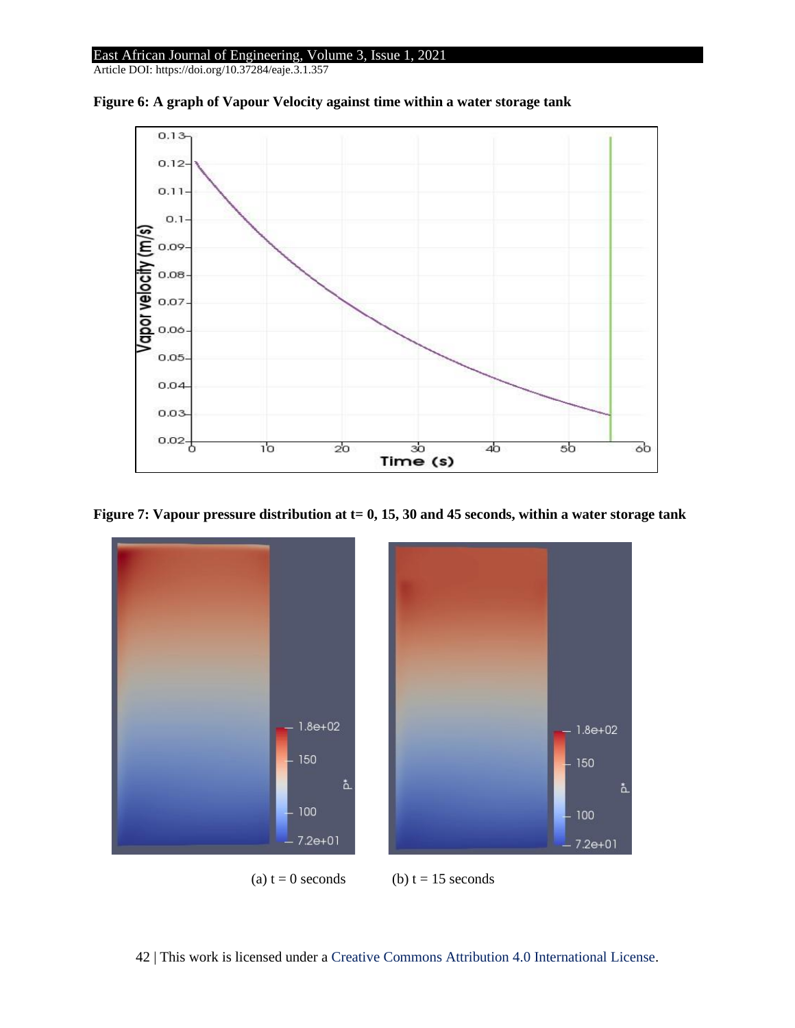**Figure 6: A graph of Vapour Velocity against time within a water storage tank**

**Figure 7: Vapour pressure distribution at t= 0, 15, 30 and 45 seconds, within a water storage tank**

(a) t = 0 seconds (b) t = 15 seconds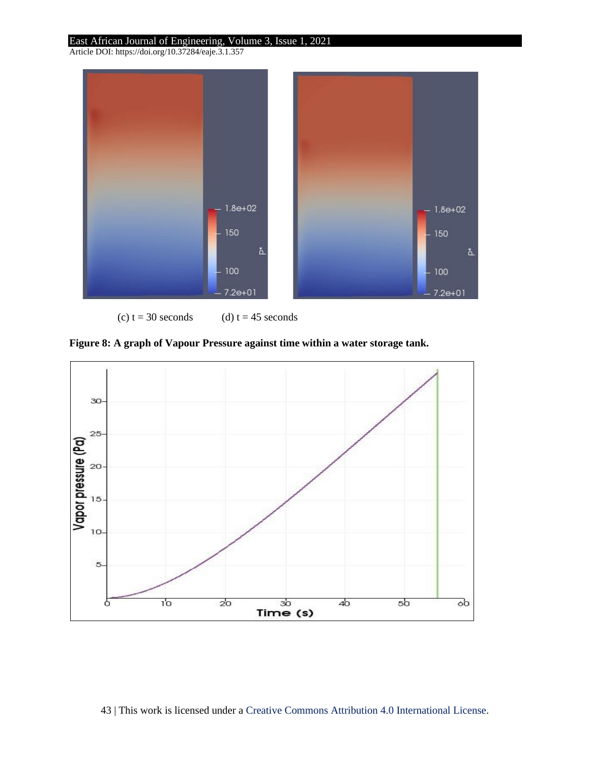(c) t = 30 seconds (d) t = 45 seconds

**Figure 8: A graph of Vapour Pressure against time within a water storage tank.**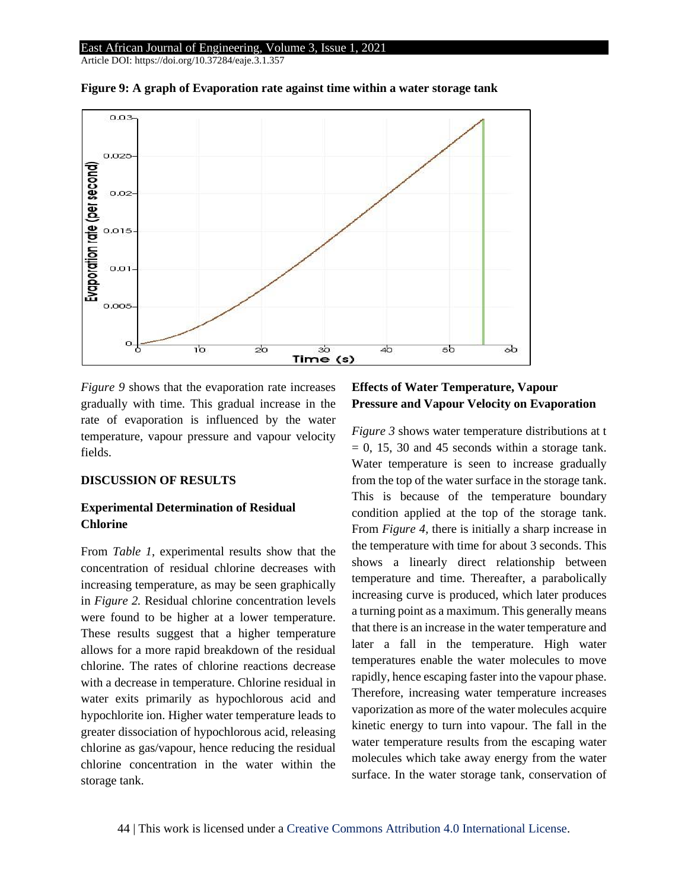**Figure 9: A graph of Evaporation rate against time within a water storage tank**

*Figure 9* shows that the evaporation rate increases gradually with time. This gradual increase in the rate of evaporation is influenced by the water temperature, vapour pressure and vapour velocity fields.

## DISCUSSION OF RESULTS

### Experimental Determination of Residual Chlorine

From *Table 1*, experimental results show that the concentration of residual chlorine decreases with increasing temperature, as may be seen graphically in *Figure 2.* Residual chlorine concentration levels were found to be higher at a lower temperature. These results suggest that a higher temperature allows for a more rapid breakdown of the residual chlorine. The rates of chlorine reactions decrease with a decrease in temperature. Chlorine residual in water exits primarily as hypochlorous acid and hypochlorite ion. Higher water temperature leads to greater dissociation of hypochlorous acid, releasing chlorine as gas/vapour, hence reducing the residual chlorine concentration in the water within the storage tank.

### Effects of Water Temperature, Vapour Pressure and Vapour Velocity on Evaporation

*Figure 3* shows water temperature distributions at $t = 0$, 15, 30 and 45 seconds within a storage tank. Water temperature is seen to increase gradually from the top of the water surface in the storage tank. This is because of the temperature boundary condition applied at the top of the storage tank. From *Figure 4*, there is initially a sharp increase in the temperature with time for about 3 seconds. This shows a linearly direct relationship between temperature and time. Thereafter, a parabolically increasing curve is produced, which later produces a turning point as a maximum. This generally means that there is an increase in the water temperature and later a fall in the temperature. High water temperatures enable the water molecules to move rapidly, hence escaping faster into the vapour phase. Therefore, increasing water temperature increases vaporization as more of the water molecules acquire kinetic energy to turn into vapour. The fall in the water temperature results from the escaping water molecules which take away energy from the water surface. In the water storage tank, conservation of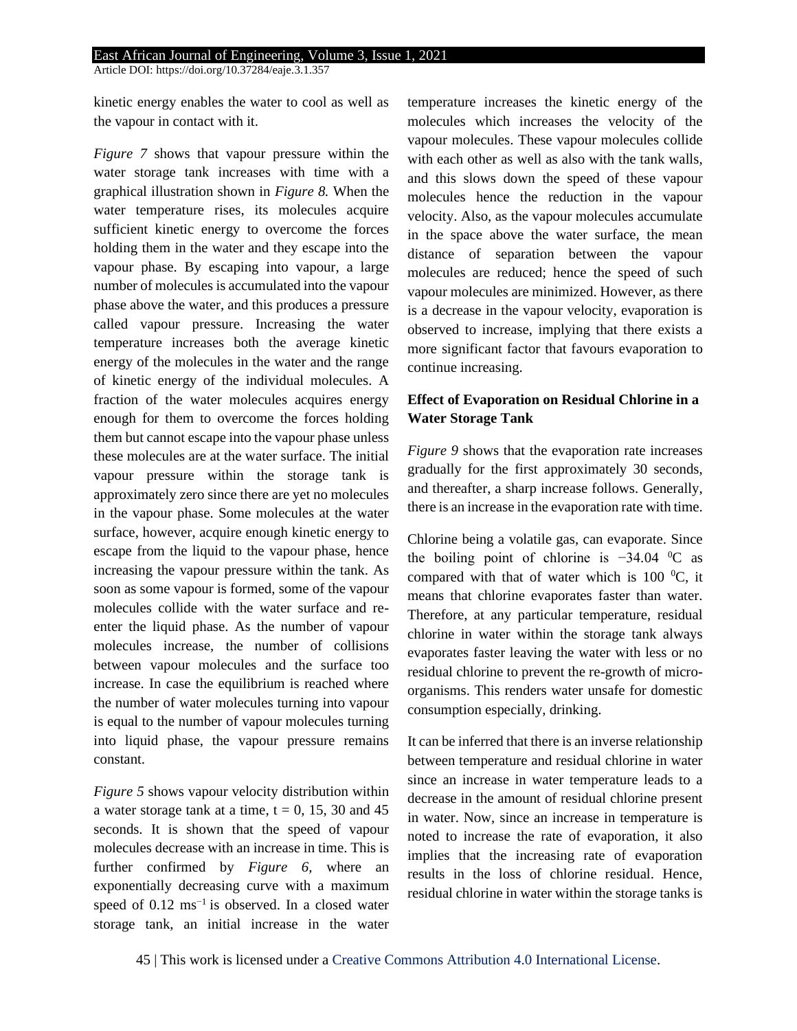kinetic energy enables the water to cool as well as the vapour in contact with it.

*Figure 7* shows that vapour pressure within the water storage tank increases with time with a graphical illustration shown in *Figure 8.* When the water temperature rises, its molecules acquire sufficient kinetic energy to overcome the forces holding them in the water and they escape into the vapour phase. By escaping into vapour, a large number of molecules is accumulated into the vapour phase above the water, and this produces a pressure called vapour pressure. Increasing the water temperature increases both the average kinetic energy of the molecules in the water and the range of kinetic energy of the individual molecules. A fraction of the water molecules acquires energy enough for them to overcome the forces holding them but cannot escape into the vapour phase unless these molecules are at the water surface. The initial vapour pressure within the storage tank is approximately zero since there are yet no molecules in the vapour phase. Some molecules at the water surface, however, acquire enough kinetic energy to escape from the liquid to the vapour phase, hence increasing the vapour pressure within the tank. As soon as some vapour is formed, some of the vapour molecules collide with the water surface and re-enter the liquid phase. As the number of vapour molecules increase, the number of collisions between vapour molecules and the surface too increase. In case the equilibrium is reached where the number of water molecules turning into vapour is equal to the number of vapour molecules turning into liquid phase, the vapour pressure remains constant.

*Figure 5* shows vapour velocity distribution within a water storage tank at a time, $t = 0$, 15, 30 and 45 seconds. It is shown that the speed of vapour molecules decrease with an increase in time. This is further confirmed by *Figure 6,* where an exponentially decreasing curve with a maximum speed of $0.12\ ms^{-1}$ is observed. In a closed water storage tank, an initial increase in the water temperature increases the kinetic energy of the molecules which increases the velocity of the vapour molecules. These vapour molecules collide with each other as well as also with the tank walls, and this slows down the speed of these vapour molecules hence the reduction in the vapour velocity. Also, as the vapour molecules accumulate in the space above the water surface, the mean distance of separation between the vapour molecules are reduced; hence the speed of such vapour molecules are minimized. However, as there is a decrease in the vapour velocity, evaporation is observed to increase, implying that there exists a more significant factor that favours evaporation to continue increasing.

**Effect of Evaporation on Residual Chlorine in a Water Storage Tank**

*Figure 9* shows that the evaporation rate increases gradually for the first approximately 30 seconds, and thereafter, a sharp increase follows. Generally, there is an increase in the evaporation rate with time.

Chlorine being a volatile gas, can evaporate. Since the boiling point of chlorine is $-34.04\ ^0C$ as compared with that of water which is $100\ ^0C$, it means that chlorine evaporates faster than water. Therefore, at any particular temperature, residual chlorine in water within the storage tank always evaporates faster leaving the water with less or no residual chlorine to prevent the re-growth of micro-organisms. This renders water unsafe for domestic consumption especially, drinking.

It can be inferred that there is an inverse relationship between temperature and residual chlorine in water since an increase in water temperature leads to a decrease in the amount of residual chlorine present in water. Now, since an increase in temperature is noted to increase the rate of evaporation, it also implies that the increasing rate of evaporation results in the loss of chlorine residual. Hence, residual chlorine in water within the storage tanks is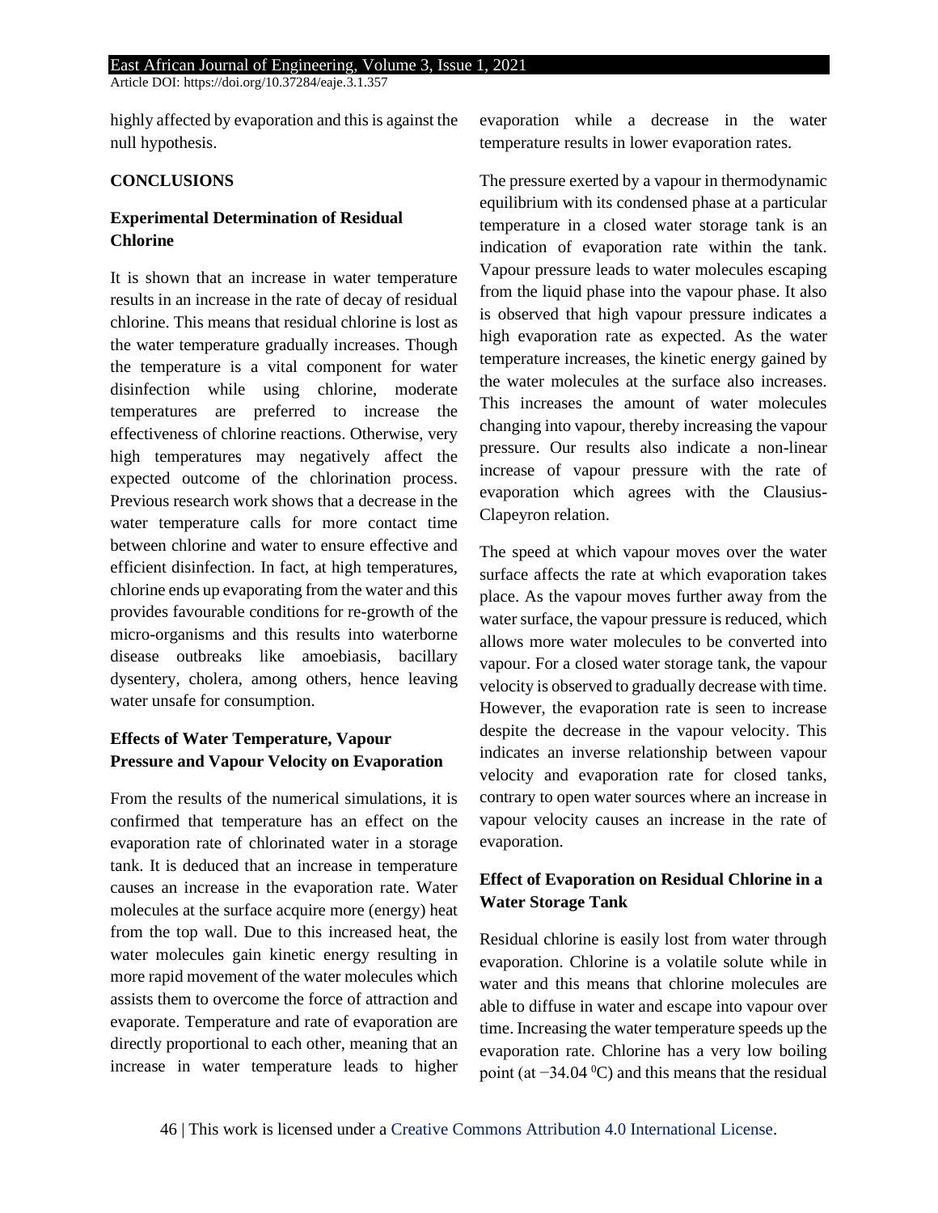highly affected by evaporation and this is against the null hypothesis.

## CONCLUSIONS

### Experimental Determination of Residual Chlorine

It is shown that an increase in water temperature results in an increase in the rate of decay of residual chlorine. This means that residual chlorine is lost as the water temperature gradually increases. Though the temperature is a vital component for water disinfection while using chlorine, moderate temperatures are preferred to increase the effectiveness of chlorine reactions. Otherwise, very high temperatures may negatively affect the expected outcome of the chlorination process. Previous research work shows that a decrease in the water temperature calls for more contact time between chlorine and water to ensure effective and efficient disinfection. In fact, at high temperatures, chlorine ends up evaporating from the water and this provides favourable conditions for re-growth of the micro-organisms and this results into waterborne disease outbreaks like amoebiasis, bacillary dysentery, cholera, among others, hence leaving water unsafe for consumption.

### Effects of Water Temperature, Vapour Pressure and Vapour Velocity on Evaporation

From the results of the numerical simulations, it is confirmed that temperature has an effect on the evaporation rate of chlorinated water in a storage tank. It is deduced that an increase in temperature causes an increase in the evaporation rate. Water molecules at the surface acquire more (energy) heat from the top wall. Due to this increased heat, the water molecules gain kinetic energy resulting in more rapid movement of the water molecules which assists them to overcome the force of attraction and evaporate. Temperature and rate of evaporation are directly proportional to each other, meaning that an increase in water temperature leads to higher evaporation while a decrease in the water temperature results in lower evaporation rates.

The pressure exerted by a vapour in thermodynamic equilibrium with its condensed phase at a particular temperature in a closed water storage tank is an indication of evaporation rate within the tank. Vapour pressure leads to water molecules escaping from the liquid phase into the vapour phase. It also is observed that high vapour pressure indicates a high evaporation rate as expected. As the water temperature increases, the kinetic energy gained by the water molecules at the surface also increases. This increases the amount of water molecules changing into vapour, thereby increasing the vapour pressure. Our results also indicate a non-linear increase of vapour pressure with the rate of evaporation which agrees with the Clausius-Clapeyron relation.

The speed at which vapour moves over the water surface affects the rate at which evaporation takes place. As the vapour moves further away from the water surface, the vapour pressure is reduced, which allows more water molecules to be converted into vapour. For a closed water storage tank, the vapour velocity is observed to gradually decrease with time. However, the evaporation rate is seen to increase despite the decrease in the vapour velocity. This indicates an inverse relationship between vapour velocity and evaporation rate for closed tanks, contrary to open water sources where an increase in vapour velocity causes an increase in the rate of evaporation.

### Effect of Evaporation on Residual Chlorine in a Water Storage Tank

Residual chlorine is easily lost from water through evaporation. Chlorine is a volatile solute while in water and this means that chlorine molecules are able to diffuse in water and escape into vapour over time. Increasing the water temperature speeds up the evaporation rate. Chlorine has a very low boiling point (at $-34.04\ ^{0}C$) and this means that the residual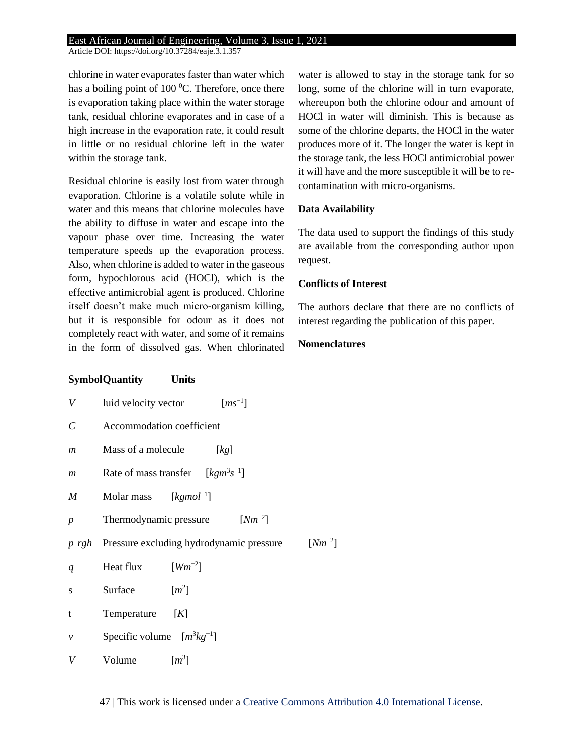chlorine in water evaporates faster than water which has a boiling point of 100 $^0$C. Therefore, once there is evaporation taking place within the water storage tank, residual chlorine evaporates and in case of a high increase in the evaporation rate, it could result in little or no residual chlorine left in the water within the storage tank.

Residual chlorine is easily lost from water through evaporation. Chlorine is a volatile solute while in water and this means that chlorine molecules have the ability to diffuse in water and escape into the vapour phase over time. Increasing the water temperature speeds up the evaporation process. Also, when chlorine is added to water in the gaseous form, hypochlorous acid (HOCl), which is the effective antimicrobial agent is produced. Chlorine itself doesn't make much micro-organism killing, but it is responsible for odour as it does not completely react with water, and some of it remains in the form of dissolved gas. When chlorinated water is allowed to stay in the storage tank for so long, some of the chlorine will in turn evaporate, whereupon both the chlorine odour and amount of HOCl in water will diminish. This is because as some of the chlorine departs, the HOCl in the water produces more of it. The longer the water is kept in the storage tank, the less HOCl antimicrobial power it will have and the more susceptible it will be to re-contamination with micro-organisms.

### Data Availability

The data used to support the findings of this study are available from the corresponding author upon request.

### Conflicts of Interest

The authors declare that there are no conflicts of interest regarding the publication of this paper.

### Nomenclatures

| Symbol | Quantity | Units |
|---|---|---|
| $V$ | luid velocity vector | $[ms^{-1}]$ |
| $C$ | Accommodation coefficient | |
| $m$ | Mass of a molecule | $[kg]$ |
| $m$ | Rate of mass transfer | $[kgm^{3}s^{-1}]$ |
| $M$ | Molar mass | $[kgmol^{-1}]$ |
| $p$ | Thermodynamic pressure | $[Nm^{-2}]$ |
| $p_{-}rgh$ | Pressure excluding hydrodynamic pressure | $[Nm^{-2}]$ |
| $q$ | Heat flux | $[Wm^{-2}]$ |
| s | Surface | $[m^{2}]$ |
| t | Temperature | $[K]$ |
| $v$ | Specific volume | $[m^{3}kg^{-1}]$ |
| $V$ | Volume | $[m^{3}]$ |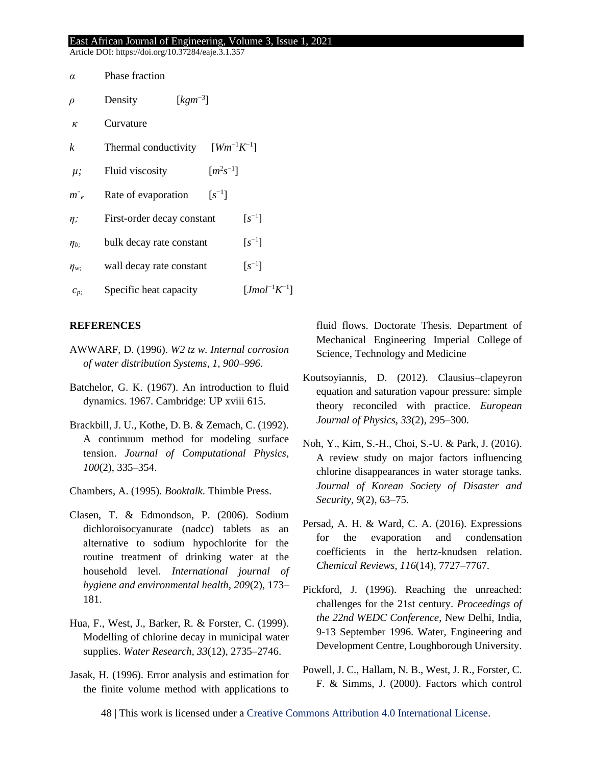| | | |
|---|---|---|
| $\alpha$ | Phase fraction | |
| $\rho$ | Density | $[kgm^{-3}]$ |
| $\kappa$ | Curvature | |
| $k$ | Thermal conductivity | $[Wm^{-1}K^{-1}]$ |
| $\mu$; | Fluid viscosity | $[m^2s^{-1}]$ |
| $\dot{m}_e$ | Rate of evaporation | $[s^{-1}]$ |
| $\eta$; | First-order decay constant | $[s^{-1}]$ |
| $\eta_{b;}$ | bulk decay rate constant | $[s^{-1}]$ |
| $\eta_{w;}$ | wall decay rate constant | $[s^{-1}]$ |
| $c_{p;}$ | Specific heat capacity | $[Jmol^{-1}K^{-1}]$ |

## REFERENCES

AWWARF, D. (1996). *W2 tz w. Internal corrosion of water distribution Systems, 1, 900–996*.

Batchelor, G. K. (1967). An introduction to fluid dynamics. 1967. Cambridge: UP xviii 615.

Brackbill, J. U., Kothe, D. B. & Zemach, C. (1992). A continuum method for modeling surface tension. *Journal of Computational Physics, 100*(2), 335–354.

Chambers, A. (1995). *Booktalk*. Thimble Press.

Clasen, T. & Edmondson, P. (2006). Sodium dichloroisocyanurate (nadcc) tablets as an alternative to sodium hypochlorite for the routine treatment of drinking water at the household level. *International journal of hygiene and environmental health, 209*(2), 173–181.

Hua, F., West, J., Barker, R. & Forster, C. (1999). Modelling of chlorine decay in municipal water supplies. *Water Research, 33*(12), 2735–2746.

Jasak, H. (1996). Error analysis and estimation for the finite volume method with applications to fluid flows. Doctorate Thesis. Department of Mechanical Engineering Imperial College of Science, Technology and Medicine

Koutsoyiannis, D. (2012). Clausius–clapeyron equation and saturation vapour pressure: simple theory reconciled with practice. *European Journal of Physics, 33*(2), 295–300.

Noh, Y., Kim, S.-H., Choi, S.-U. & Park, J. (2016). A review study on major factors influencing chlorine disappearances in water storage tanks. *Journal of Korean Society of Disaster and Security, 9*(2), 63–75.

Persad, A. H. & Ward, C. A. (2016). Expressions for the evaporation and condensation coefficients in the hertz-knudsen relation. *Chemical Reviews, 116*(14), 7727–7767.

Pickford, J. (1996). Reaching the unreached: challenges for the 21st century. *Proceedings of the 22nd WEDC Conference*, New Delhi, India, 9-13 September 1996. Water, Engineering and Development Centre, Loughborough University.

Powell, J. C., Hallam, N. B., West, J. R., Forster, C. F. & Simms, J. (2000). Factors which control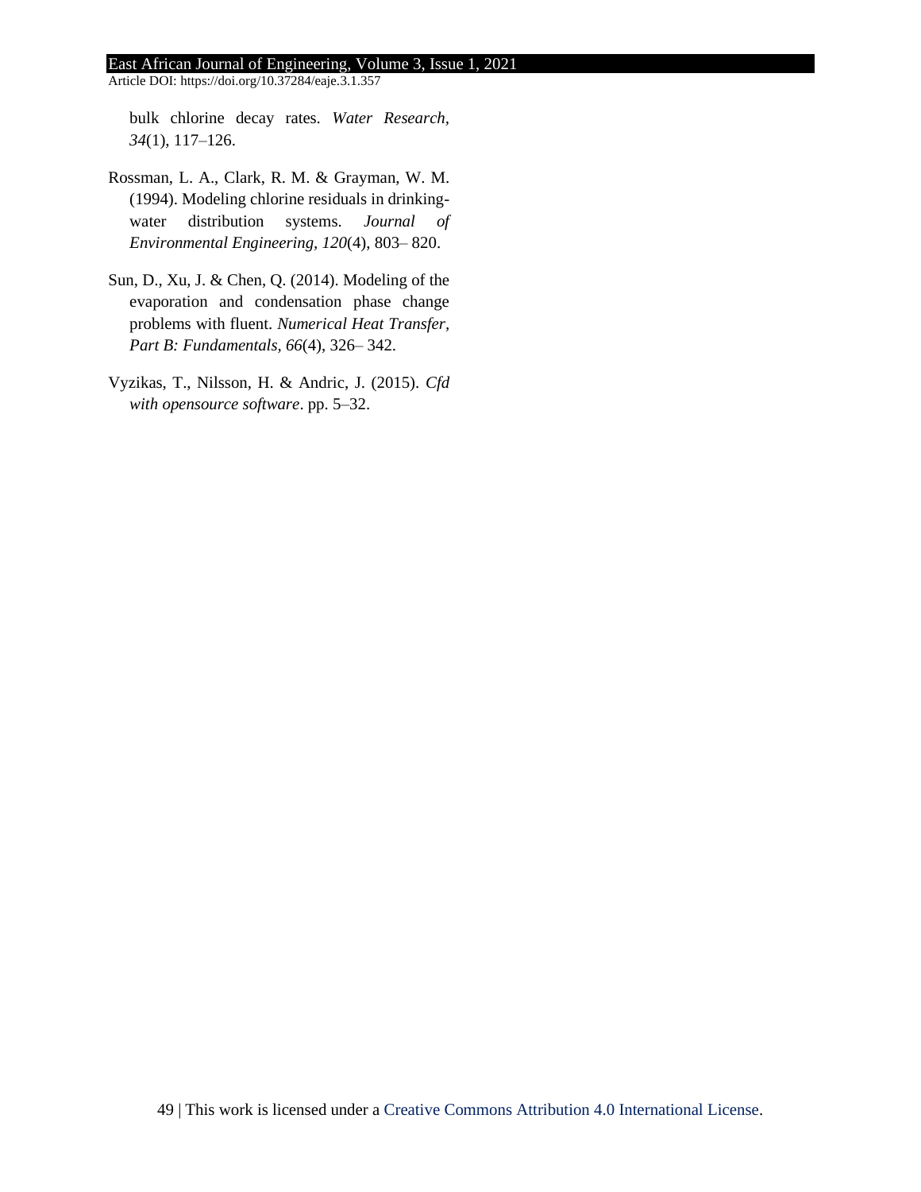bulk chlorine decay rates. *Water Research*, *34*(1), 117–126.

Rossman, L. A., Clark, R. M. & Grayman, W. M. (1994). Modeling chlorine residuals in drinking-water distribution systems. *Journal of Environmental Engineering*, *120*(4), 803– 820.

Sun, D., Xu, J. & Chen, Q. (2014). Modeling of the evaporation and condensation phase change problems with fluent. *Numerical Heat Transfer, Part B: Fundamentals*, *66*(4), 326– 342.

Vyzikas, T., Nilsson, H. & Andric, J. (2015). *Cfd with opensource software*. pp. 5–32.